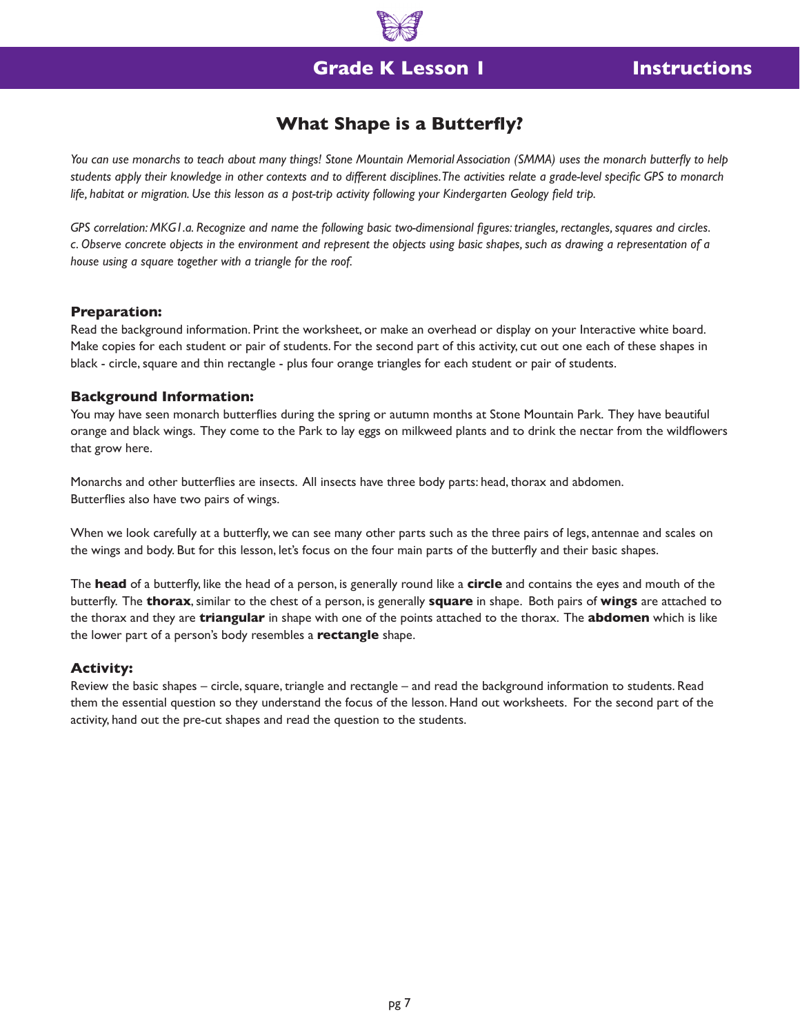Grade K Lesson 1 — Instructions

# What Shape is a Butterfly?

*You can use monarchs to teach about many things! Stone Mountain Memorial Association (SMMA) uses the monarch butterfly to help students apply their knowledge in other contexts and to different disciplines. The activities relate a grade-level specific GPS to monarch life, habitat or migration. Use this lesson as a post-trip activity following your Kindergarten Geology field trip.*

*GPS correlation: MKG1.a. Recognize and name the following basic two-dimensional figures: triangles, rectangles, squares and circles. c. Observe concrete objects in the environment and represent the objects using basic shapes, such as drawing a representation of a house using a square together with a triangle for the roof.*

### Preparation:

Read the background information. Print the worksheet, or make an overhead or display on your Interactive white board. Make copies for each student or pair of students. For the second part of this activity, cut out one each of these shapes in black - circle, square and thin rectangle - plus four orange triangles for each student or pair of students.

### Background Information:

You may have seen monarch butterflies during the spring or autumn months at Stone Mountain Park. They have beautiful orange and black wings. They come to the Park to lay eggs on milkweed plants and to drink the nectar from the wildflowers that grow here.

Monarchs and other butterflies are insects. All insects have three body parts: head, thorax and abdomen. Butterflies also have two pairs of wings.

When we look carefully at a butterfly, we can see many other parts such as the three pairs of legs, antennae and scales on the wings and body. But for this lesson, let's focus on the four main parts of the butterfly and their basic shapes.

The **head** of a butterfly, like the head of a person, is generally round like a **circle** and contains the eyes and mouth of the butterfly. The **thorax**, similar to the chest of a person, is generally **square** in shape. Both pairs of **wings** are attached to the thorax and they are **triangular** in shape with one of the points attached to the thorax. The **abdomen** which is like the lower part of a person's body resembles a **rectangle** shape.

### Activity:

Review the basic shapes – circle, square, triangle and rectangle – and read the background information to students. Read them the essential question so they understand the focus of the lesson. Hand out worksheets. For the second part of the activity, hand out the pre-cut shapes and read the question to the students.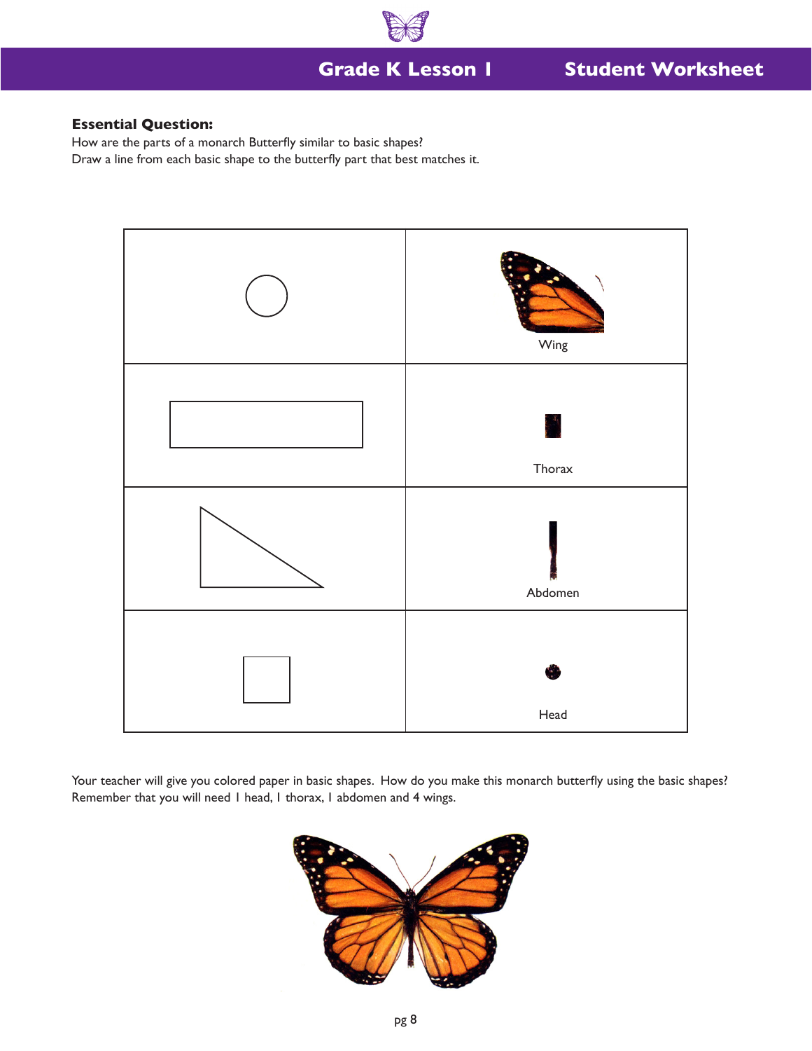**Grade K Lesson 1** **Student Worksheet**

**Essential Question:**

How are the parts of a monarch Butterfly similar to basic shapes?

Draw a line from each basic shape to the butterfly part that best matches it.

| | |
|---|---|
| | Wing |
| | Thorax |
| | Abdomen |
| | Head |

Your teacher will give you colored paper in basic shapes. How do you make this monarch butterfly using the basic shapes? Remember that you will need 1 head, 1 thorax, 1 abdomen and 4 wings.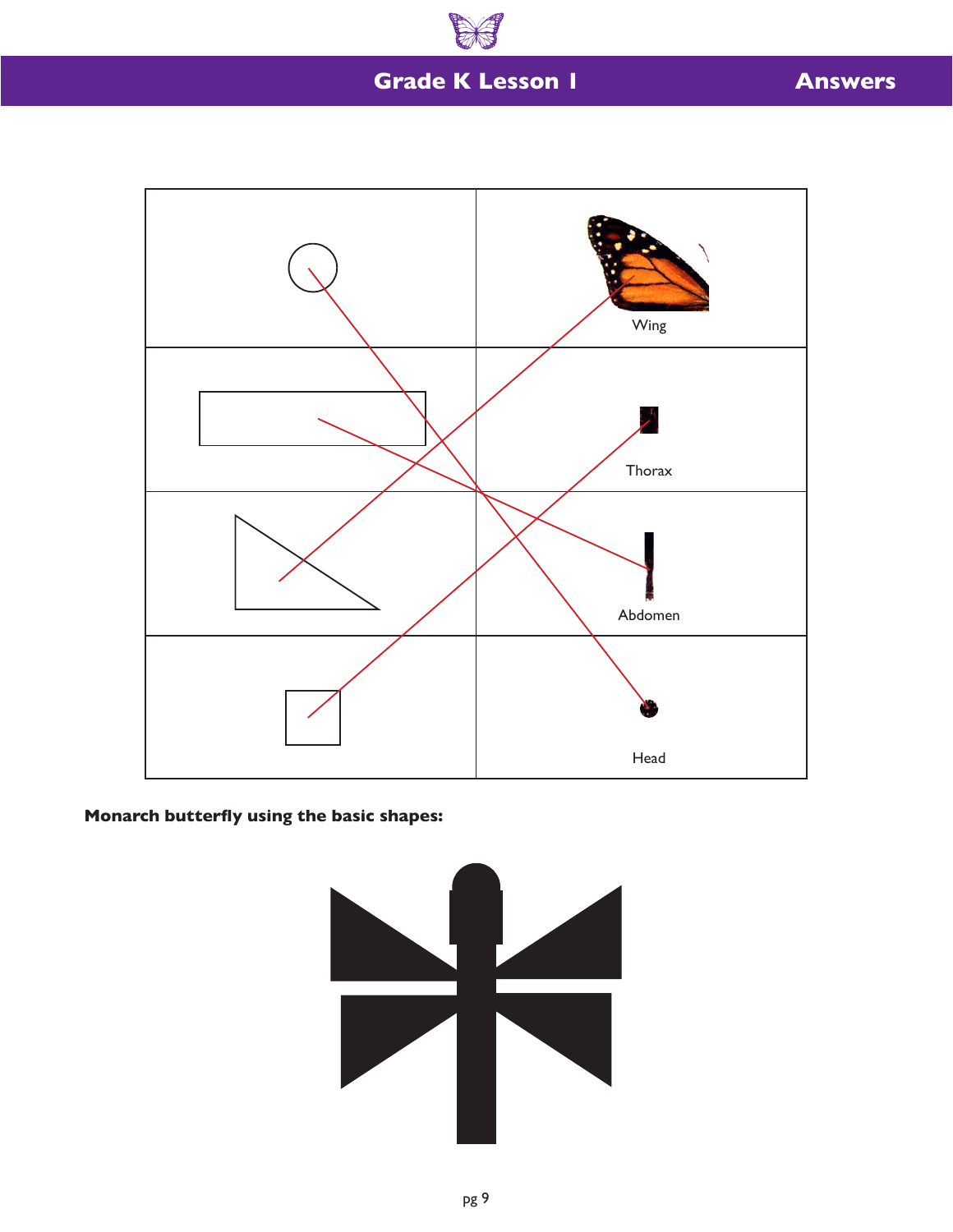## Grade K Lesson 1 — Answers

| | |
|---|---|
| | Wing |
| | Thorax |
| | Abdomen |
| | Head |

**Monarch butterfly using the basic shapes:**